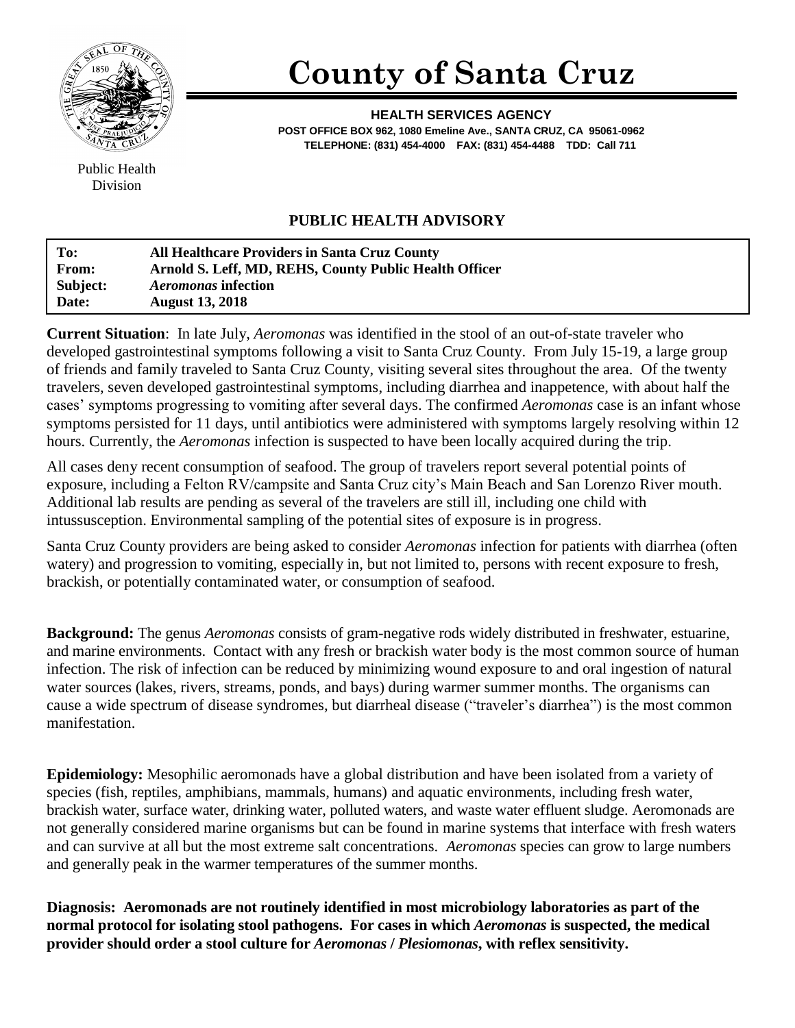# County of Santa Cruz

**HEALTH SERVICES AGENCY**
**POST OFFICE BOX 962, 1080 Emeline Ave., SANTA CRUZ, CA 95061-0962**
**TELEPHONE: (831) 454-4000 FAX: (831) 454-4488 TDD: Call 711**

Public Health Division

## PUBLIC HEALTH ADVISORY

| | |
|---|---|
| **To:** | **All Healthcare Providers in Santa Cruz County** |
| **From:** | **Arnold S. Leff, MD, REHS, County Public Health Officer** |
| **Subject:** | ***Aeromonas* infection** |
| **Date:** | **August 13, 2018** |

**Current Situation**: In late July, *Aeromonas* was identified in the stool of an out-of-state traveler who developed gastrointestinal symptoms following a visit to Santa Cruz County. From July 15-19, a large group of friends and family traveled to Santa Cruz County, visiting several sites throughout the area. Of the twenty travelers, seven developed gastrointestinal symptoms, including diarrhea and inappetence, with about half the cases' symptoms progressing to vomiting after several days. The confirmed *Aeromonas* case is an infant whose symptoms persisted for 11 days, until antibiotics were administered with symptoms largely resolving within 12 hours. Currently, the *Aeromonas* infection is suspected to have been locally acquired during the trip.

All cases deny recent consumption of seafood. The group of travelers report several potential points of exposure, including a Felton RV/campsite and Santa Cruz city's Main Beach and San Lorenzo River mouth. Additional lab results are pending as several of the travelers are still ill, including one child with intussusception. Environmental sampling of the potential sites of exposure is in progress.

Santa Cruz County providers are being asked to consider *Aeromonas* infection for patients with diarrhea (often watery) and progression to vomiting, especially in, but not limited to, persons with recent exposure to fresh, brackish, or potentially contaminated water, or consumption of seafood.

**Background:** The genus *Aeromonas* consists of gram-negative rods widely distributed in freshwater, estuarine, and marine environments. Contact with any fresh or brackish water body is the most common source of human infection. The risk of infection can be reduced by minimizing wound exposure to and oral ingestion of natural water sources (lakes, rivers, streams, ponds, and bays) during warmer summer months. The organisms can cause a wide spectrum of disease syndromes, but diarrheal disease ("traveler's diarrhea") is the most common manifestation.

**Epidemiology:** Mesophilic aeromonads have a global distribution and have been isolated from a variety of species (fish, reptiles, amphibians, mammals, humans) and aquatic environments, including fresh water, brackish water, surface water, drinking water, polluted waters, and waste water effluent sludge. Aeromonads are not generally considered marine organisms but can be found in marine systems that interface with fresh waters and can survive at all but the most extreme salt concentrations. *Aeromonas* species can grow to large numbers and generally peak in the warmer temperatures of the summer months.

**Diagnosis: Aeromonads are not routinely identified in most microbiology laboratories as part of the normal protocol for isolating stool pathogens. For cases in which *Aeromonas* is suspected, the medical provider should order a stool culture for *Aeromonas* / *Plesiomonas*, with reflex sensitivity.**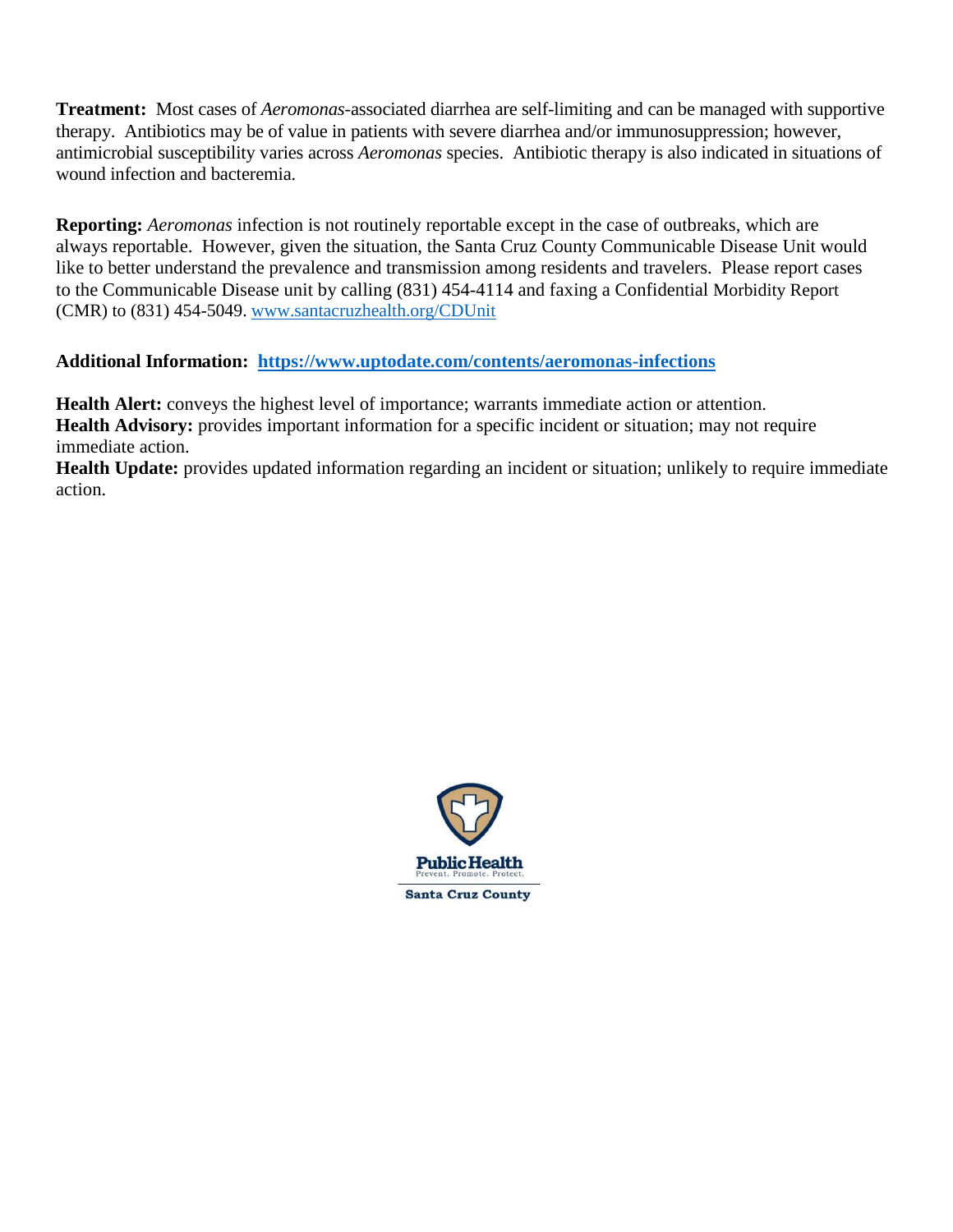**Treatment:** Most cases of *Aeromonas*-associated diarrhea are self-limiting and can be managed with supportive therapy. Antibiotics may be of value in patients with severe diarrhea and/or immunosuppression; however, antimicrobial susceptibility varies across *Aeromonas* species. Antibiotic therapy is also indicated in situations of wound infection and bacteremia.

**Reporting:** *Aeromonas* infection is not routinely reportable except in the case of outbreaks, which are always reportable. However, given the situation, the Santa Cruz County Communicable Disease Unit would like to better understand the prevalence and transmission among residents and travelers. Please report cases to the Communicable Disease unit by calling (831) 454-4114 and faxing a Confidential Morbidity Report (CMR) to (831) 454-5049. [www.santacruzhealth.org/CDUnit](http://www.santacruzhealth.org/CDUnit)

**Additional Information:** **[https://www.uptodate.com/contents/aeromonas-infections](https://www.uptodate.com/contents/aeromonas-infections)**

**Health Alert:** conveys the highest level of importance; warrants immediate action or attention.
**Health Advisory:** provides important information for a specific incident or situation; may not require immediate action.
**Health Update:** provides updated information regarding an incident or situation; unlikely to require immediate action.

Public Health
Prevent. Promote. Protect.
Santa Cruz County